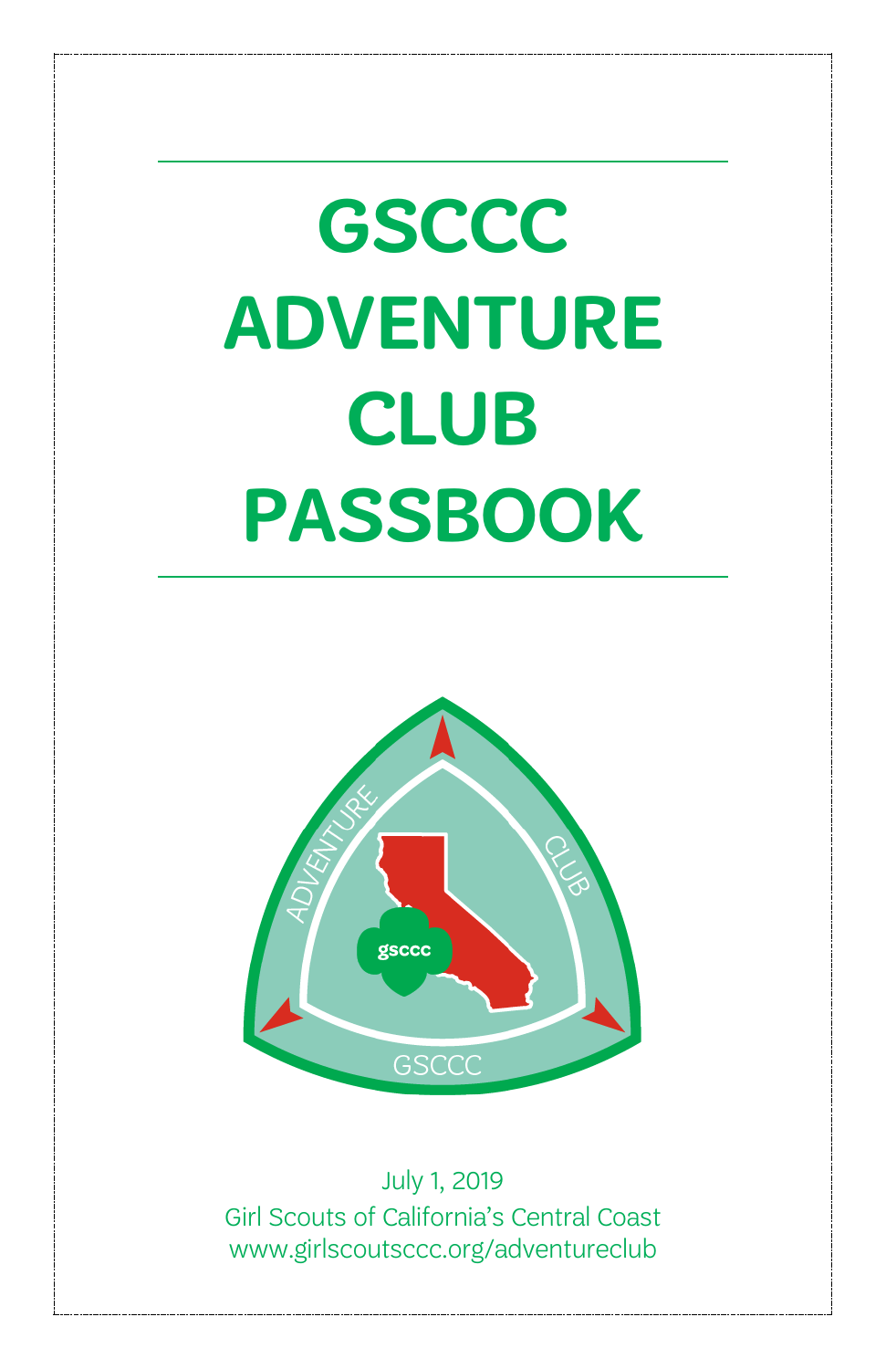# GSCCC ADVENTURE CLUB PASSBOOK

July 1, 2019
Girl Scouts of California's Central Coast
www.girlscoutsccc.org/adventureclub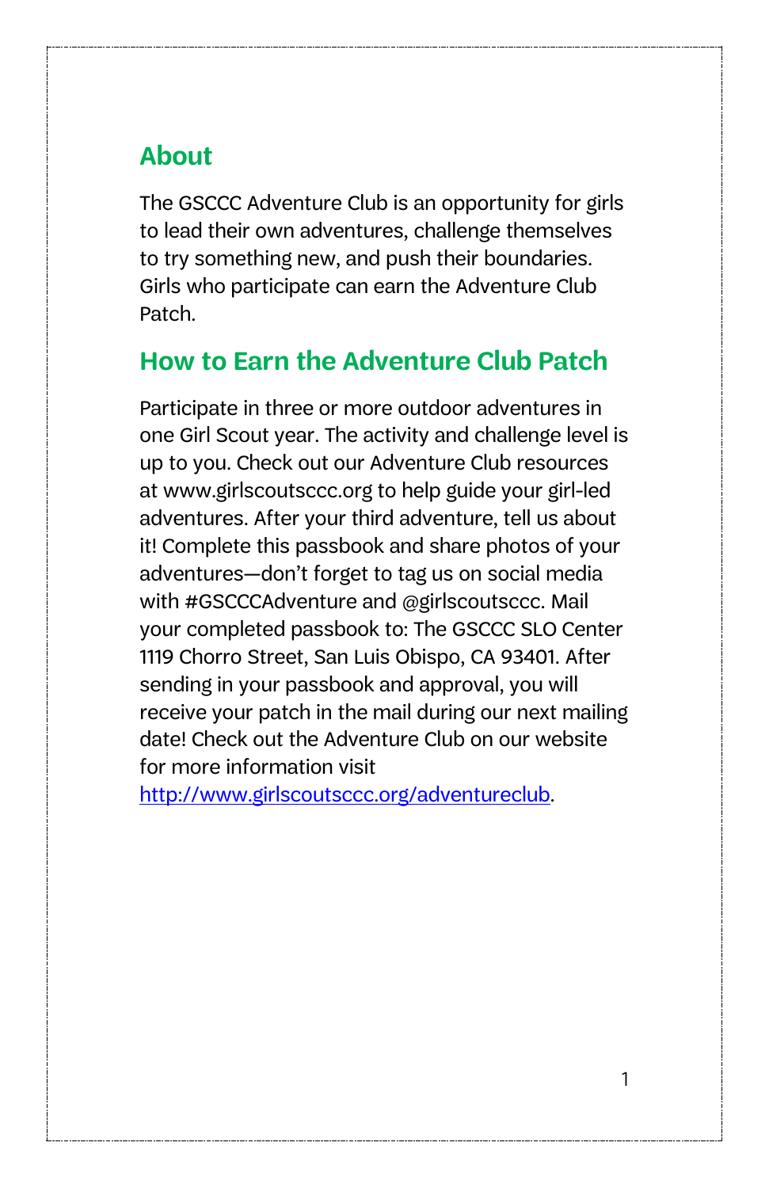## About

The GSCCC Adventure Club is an opportunity for girls to lead their own adventures, challenge themselves to try something new, and push their boundaries. Girls who participate can earn the Adventure Club Patch.

## How to Earn the Adventure Club Patch

Participate in three or more outdoor adventures in one Girl Scout year. The activity and challenge level is up to you. Check out our Adventure Club resources at www.girlscoutsccc.org to help guide your girl-led adventures. After your third adventure, tell us about it! Complete this passbook and share photos of your adventures—don't forget to tag us on social media with #GSCCCAdventure and @girlscoutsccc. Mail your completed passbook to: The GSCCC SLO Center 1119 Chorro Street, San Luis Obispo, CA 93401. After sending in your passbook and approval, you will receive your patch in the mail during our next mailing date! Check out the Adventure Club on our website for more information visit [http://www.girlscoutsccc.org/adventureclub](http://www.girlscoutsccc.org/adventureclub).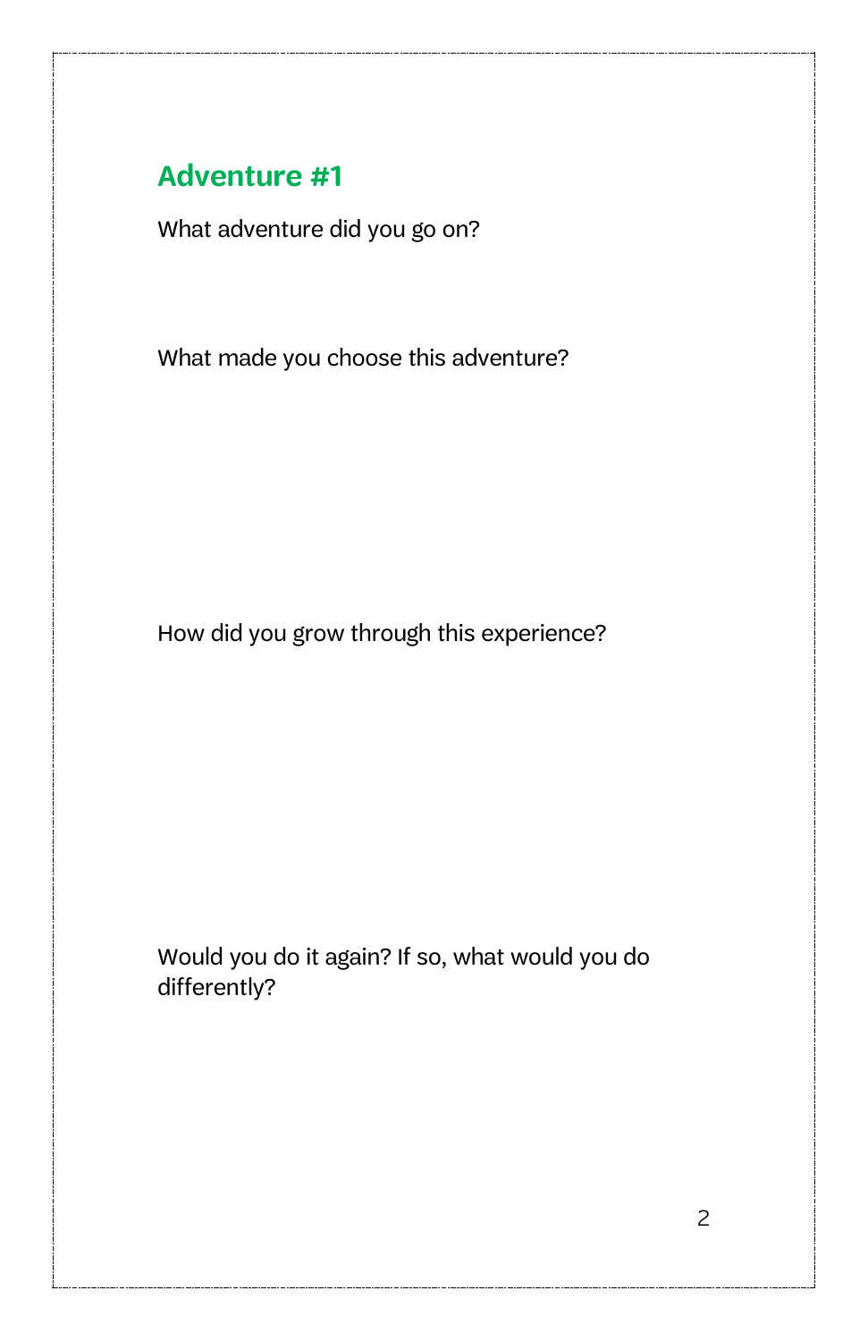## Adventure #1

What adventure did you go on?

What made you choose this adventure?

How did you grow through this experience?

Would you do it again? If so, what would you do differently?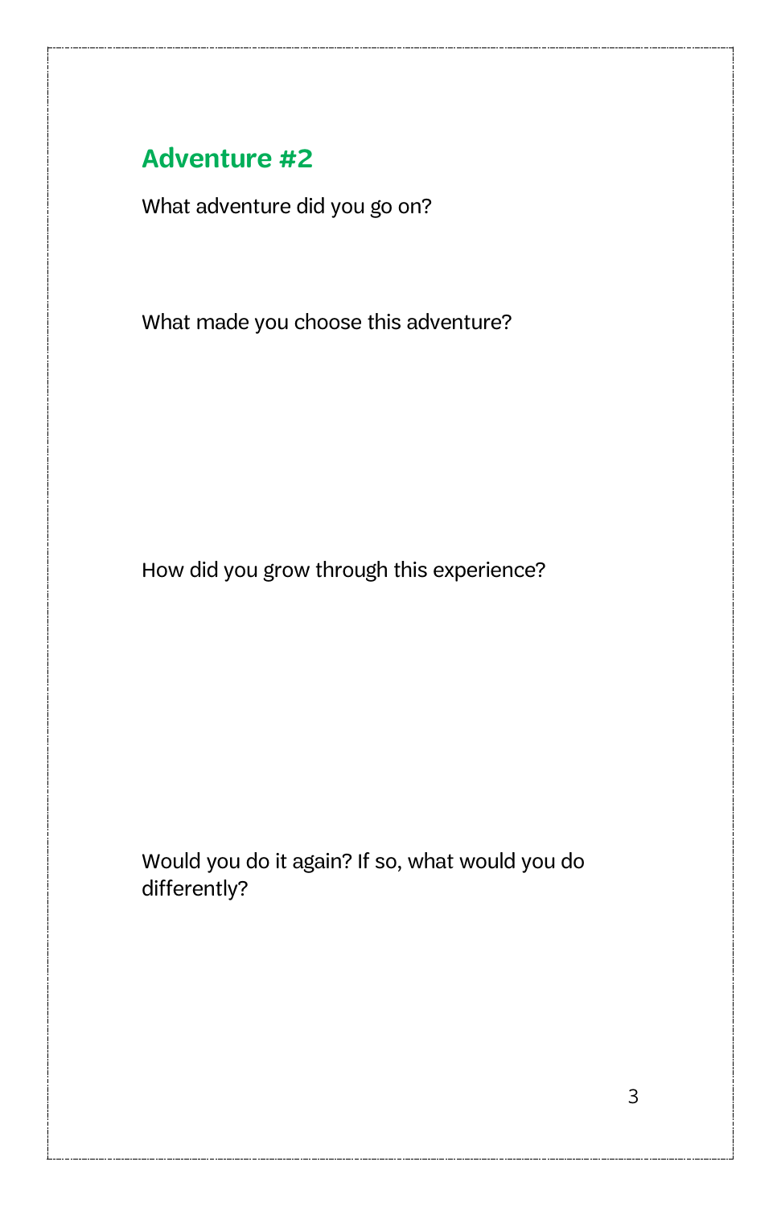## Adventure #2

What adventure did you go on?

What made you choose this adventure?

How did you grow through this experience?

Would you do it again? If so, what would you do differently?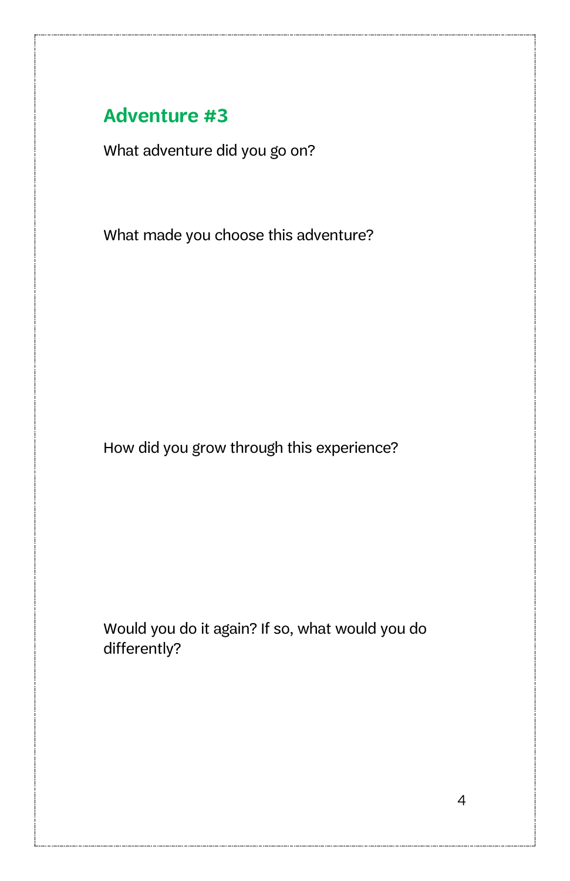## Adventure #3

What adventure did you go on?

What made you choose this adventure?

How did you grow through this experience?

Would you do it again? If so, what would you do differently?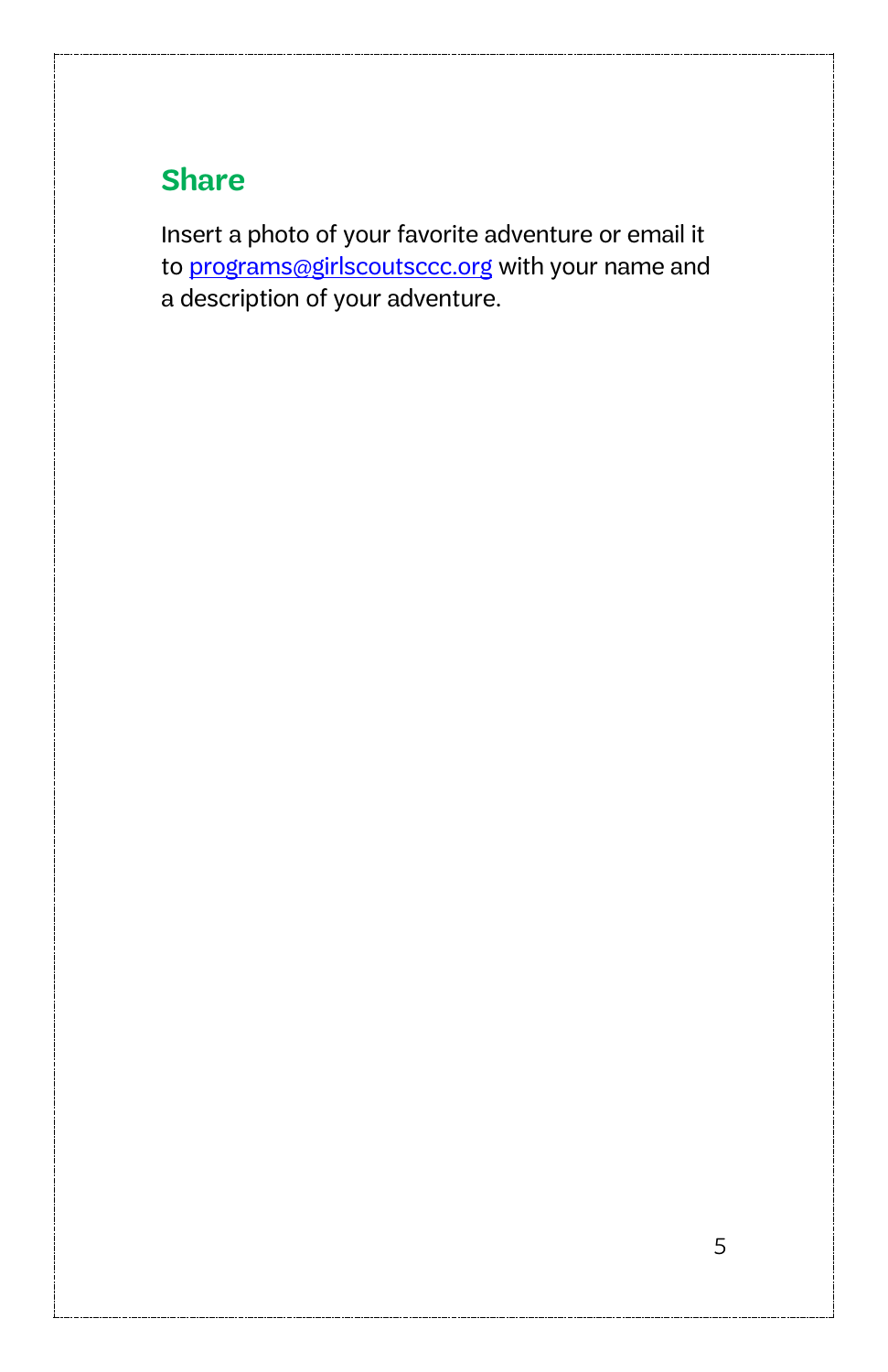## Share

Insert a photo of your favorite adventure or email it to [programs@girlscoutsccc.org](mailto:programs@girlscoutsccc.org) with your name and a description of your adventure.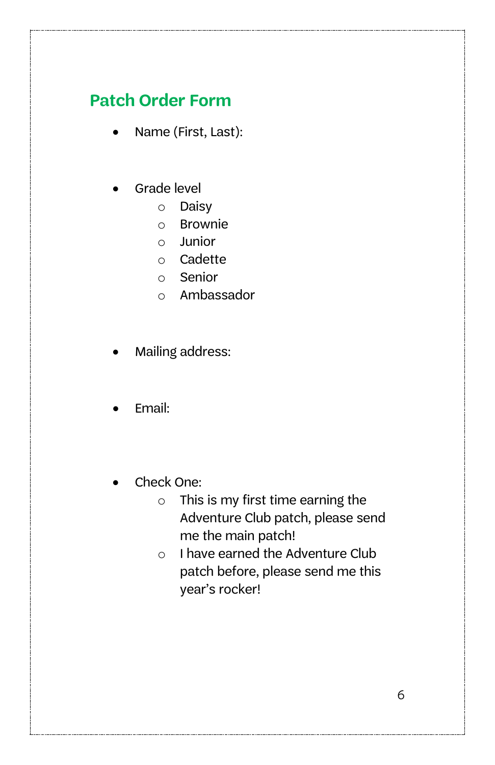## Patch Order Form

- Name (First, Last):
- Grade level
    - Daisy
    - Brownie
    - Junior
    - Cadette
    - Senior
    - Ambassador
- Mailing address:
- Email:
- Check One:
    - This is my first time earning the Adventure Club patch, please send me the main patch!
    - I have earned the Adventure Club patch before, please send me this year's rocker!